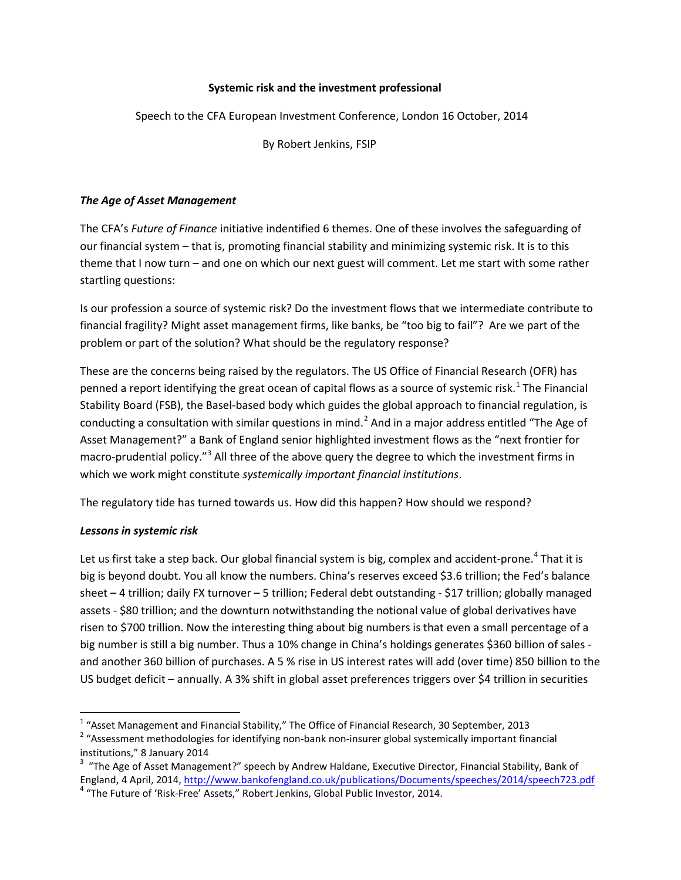**Systemic risk and the investment professional**

Speech to the CFA European Investment Conference, London 16 October, 2014

By Robert Jenkins, FSIP

***The Age of Asset Management***

The CFA's *Future of Finance* initiative indentified 6 themes. One of these involves the safeguarding of our financial system – that is, promoting financial stability and minimizing systemic risk. It is to this theme that I now turn – and one on which our next guest will comment. Let me start with some rather startling questions:

Is our profession a source of systemic risk? Do the investment flows that we intermediate contribute to financial fragility? Might asset management firms, like banks, be "too big to fail"? Are we part of the problem or part of the solution? What should be the regulatory response?

These are the concerns being raised by the regulators. The US Office of Financial Research (OFR) has penned a report identifying the great ocean of capital flows as a source of systemic risk.[1] The Financial Stability Board (FSB), the Basel-based body which guides the global approach to financial regulation, is conducting a consultation with similar questions in mind.[2] And in a major address entitled "The Age of Asset Management?" a Bank of England senior highlighted investment flows as the "next frontier for macro-prudential policy."[3] All three of the above query the degree to which the investment firms in which we work might constitute *systemically important financial institutions*.

The regulatory tide has turned towards us. How did this happen? How should we respond?

***Lessons in systemic risk***

Let us first take a step back. Our global financial system is big, complex and accident-prone.[4] That it is big is beyond doubt. You all know the numbers. China's reserves exceed $3.6 trillion; the Fed's balance sheet – 4 trillion; daily FX turnover – 5 trillion; Federal debt outstanding - $17 trillion; globally managed assets - $80 trillion; and the downturn notwithstanding the notional value of global derivatives have risen to $700 trillion. Now the interesting thing about big numbers is that even a small percentage of a big number is still a big number. Thus a 10% change in China's holdings generates $360 billion of sales - and another 360 billion of purchases. A 5 % rise in US interest rates will add (over time) 850 billion to the US budget deficit – annually. A 3% shift in global asset preferences triggers over $4 trillion in securities

---

[1] "Asset Management and Financial Stability," The Office of Financial Research, 30 September, 2013

[2] "Assessment methodologies for identifying non-bank non-insurer global systemically important financial institutions," 8 January 2014

[3] "The Age of Asset Management?" speech by Andrew Haldane, Executive Director, Financial Stability, Bank of England, 4 April, 2014, http://www.bankofengland.co.uk/publications/Documents/speeches/2014/speech723.pdf

[4] "The Future of 'Risk-Free' Assets," Robert Jenkins, Global Public Investor, 2014.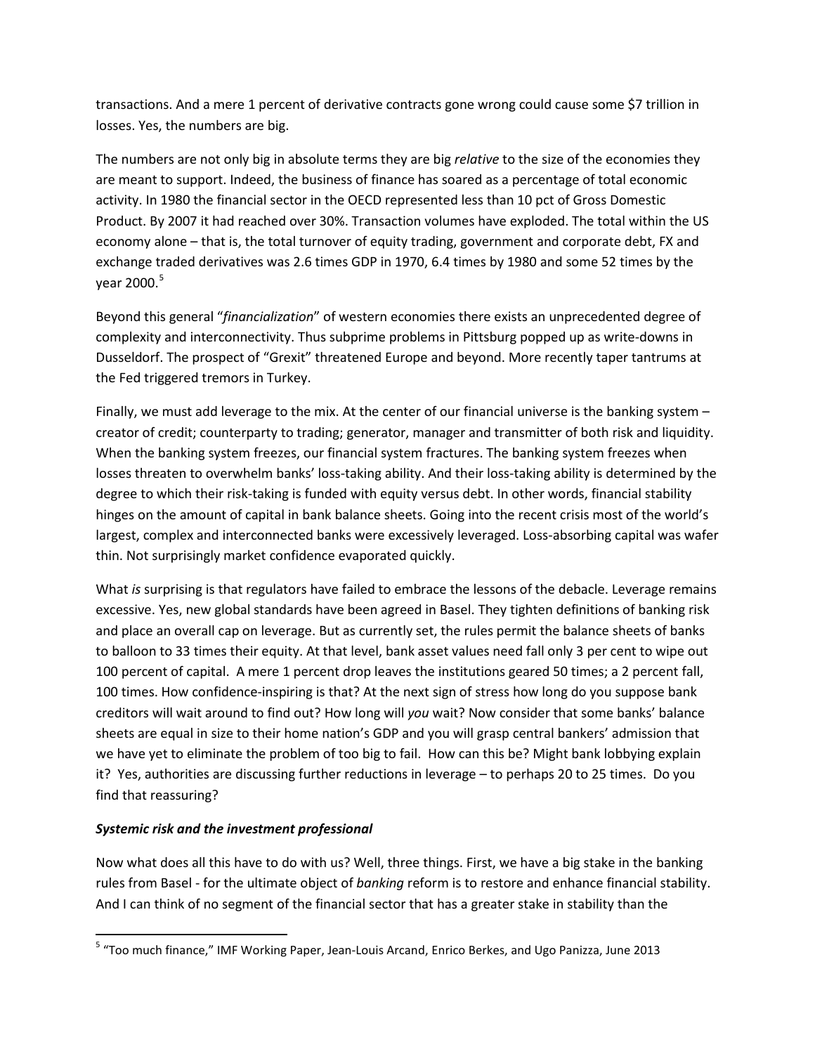transactions. And a mere 1 percent of derivative contracts gone wrong could cause some $7 trillion in losses. Yes, the numbers are big.

The numbers are not only big in absolute terms they are big *relative* to the size of the economies they are meant to support. Indeed, the business of finance has soared as a percentage of total economic activity. In 1980 the financial sector in the OECD represented less than 10 pct of Gross Domestic Product. By 2007 it had reached over 30%. Transaction volumes have exploded. The total within the US economy alone – that is, the total turnover of equity trading, government and corporate debt, FX and exchange traded derivatives was 2.6 times GDP in 1970, 6.4 times by 1980 and some 52 times by the year 2000.[5]

Beyond this general "*financialization*" of western economies there exists an unprecedented degree of complexity and interconnectivity. Thus subprime problems in Pittsburg popped up as write-downs in Dusseldorf. The prospect of "Grexit" threatened Europe and beyond. More recently taper tantrums at the Fed triggered tremors in Turkey.

Finally, we must add leverage to the mix. At the center of our financial universe is the banking system – creator of credit; counterparty to trading; generator, manager and transmitter of both risk and liquidity. When the banking system freezes, our financial system fractures. The banking system freezes when losses threaten to overwhelm banks' loss-taking ability. And their loss-taking ability is determined by the degree to which their risk-taking is funded with equity versus debt. In other words, financial stability hinges on the amount of capital in bank balance sheets. Going into the recent crisis most of the world's largest, complex and interconnected banks were excessively leveraged. Loss-absorbing capital was wafer thin. Not surprisingly market confidence evaporated quickly.

What *is* surprising is that regulators have failed to embrace the lessons of the debacle. Leverage remains excessive. Yes, new global standards have been agreed in Basel. They tighten definitions of banking risk and place an overall cap on leverage. But as currently set, the rules permit the balance sheets of banks to balloon to 33 times their equity. At that level, bank asset values need fall only 3 per cent to wipe out 100 percent of capital. A mere 1 percent drop leaves the institutions geared 50 times; a 2 percent fall, 100 times. How confidence-inspiring is that? At the next sign of stress how long do you suppose bank creditors will wait around to find out? How long will *you* wait? Now consider that some banks' balance sheets are equal in size to their home nation's GDP and you will grasp central bankers' admission that we have yet to eliminate the problem of too big to fail. How can this be? Might bank lobbying explain it? Yes, authorities are discussing further reductions in leverage – to perhaps 20 to 25 times. Do you find that reassuring?

### ***Systemic risk and the investment professional***

Now what does all this have to do with us? Well, three things. First, we have a big stake in the banking rules from Basel - for the ultimate object of *banking* reform is to restore and enhance financial stability. And I can think of no segment of the financial sector that has a greater stake in stability than the

---

[5] "Too much finance," IMF Working Paper, Jean-Louis Arcand, Enrico Berkes, and Ugo Panizza, June 2013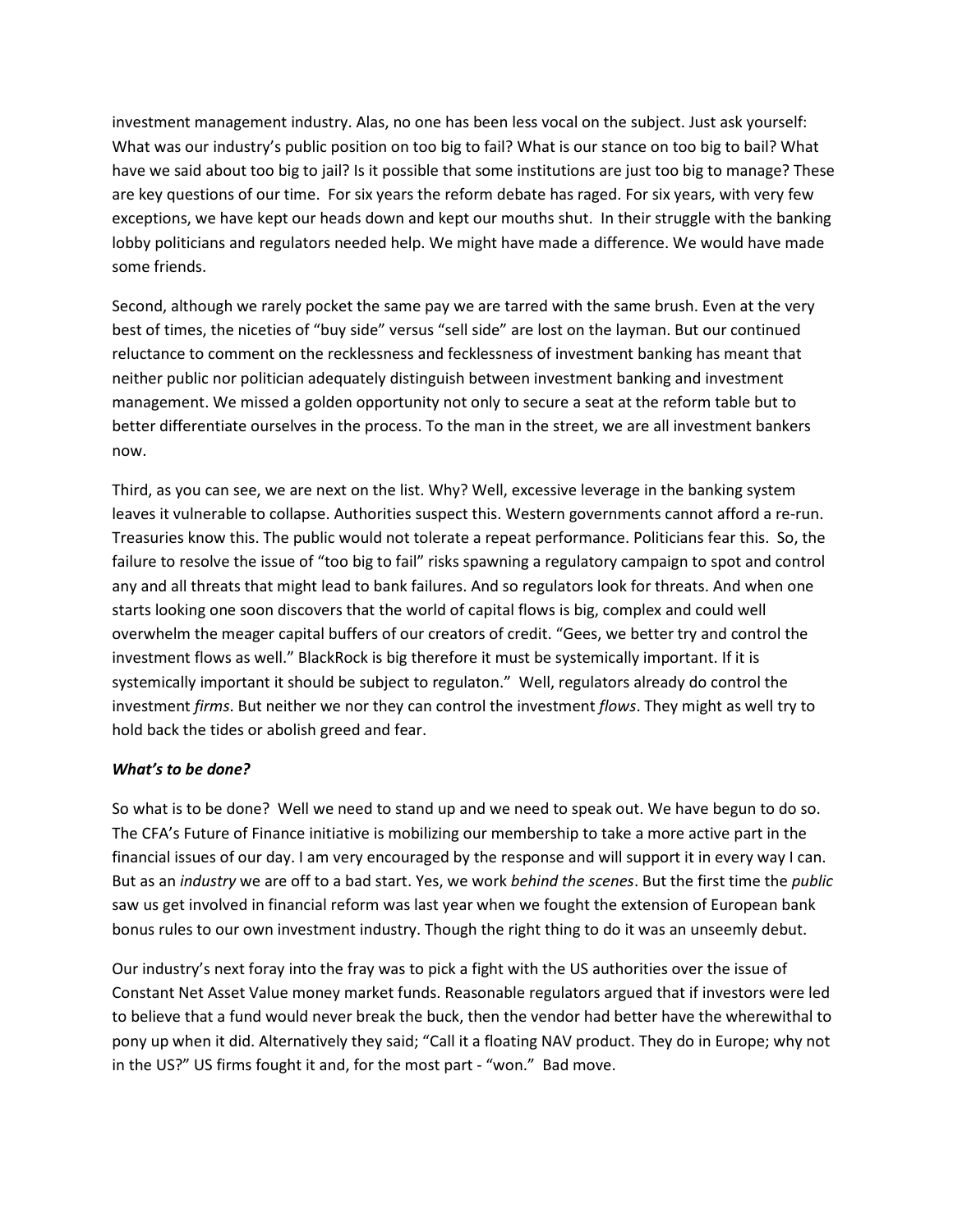investment management industry. Alas, no one has been less vocal on the subject. Just ask yourself: What was our industry's public position on too big to fail? What is our stance on too big to bail? What have we said about too big to jail? Is it possible that some institutions are just too big to manage? These are key questions of our time. For six years the reform debate has raged. For six years, with very few exceptions, we have kept our heads down and kept our mouths shut. In their struggle with the banking lobby politicians and regulators needed help. We might have made a difference. We would have made some friends.

Second, although we rarely pocket the same pay we are tarred with the same brush. Even at the very best of times, the niceties of "buy side" versus "sell side" are lost on the layman. But our continued reluctance to comment on the recklessness and fecklessness of investment banking has meant that neither public nor politician adequately distinguish between investment banking and investment management. We missed a golden opportunity not only to secure a seat at the reform table but to better differentiate ourselves in the process. To the man in the street, we are all investment bankers now.

Third, as you can see, we are next on the list. Why? Well, excessive leverage in the banking system leaves it vulnerable to collapse. Authorities suspect this. Western governments cannot afford a re-run. Treasuries know this. The public would not tolerate a repeat performance. Politicians fear this. So, the failure to resolve the issue of "too big to fail" risks spawning a regulatory campaign to spot and control any and all threats that might lead to bank failures. And so regulators look for threats. And when one starts looking one soon discovers that the world of capital flows is big, complex and could well overwhelm the meager capital buffers of our creators of credit. "Gees, we better try and control the investment flows as well." BlackRock is big therefore it must be systemically important. If it is systemically important it should be subject to regulaton." Well, regulators already do control the investment *firms*. But neither we nor they can control the investment *flows*. They might as well try to hold back the tides or abolish greed and fear.

### *What's to be done?*

So what is to be done? Well we need to stand up and we need to speak out. We have begun to do so. The CFA's Future of Finance initiative is mobilizing our membership to take a more active part in the financial issues of our day. I am very encouraged by the response and will support it in every way I can. But as an *industry* we are off to a bad start. Yes, we work *behind the scenes*. But the first time the *public* saw us get involved in financial reform was last year when we fought the extension of European bank bonus rules to our own investment industry. Though the right thing to do it was an unseemly debut.

Our industry's next foray into the fray was to pick a fight with the US authorities over the issue of Constant Net Asset Value money market funds. Reasonable regulators argued that if investors were led to believe that a fund would never break the buck, then the vendor had better have the wherewithal to pony up when it did. Alternatively they said; "Call it a floating NAV product. They do in Europe; why not in the US?" US firms fought it and, for the most part - "won." Bad move.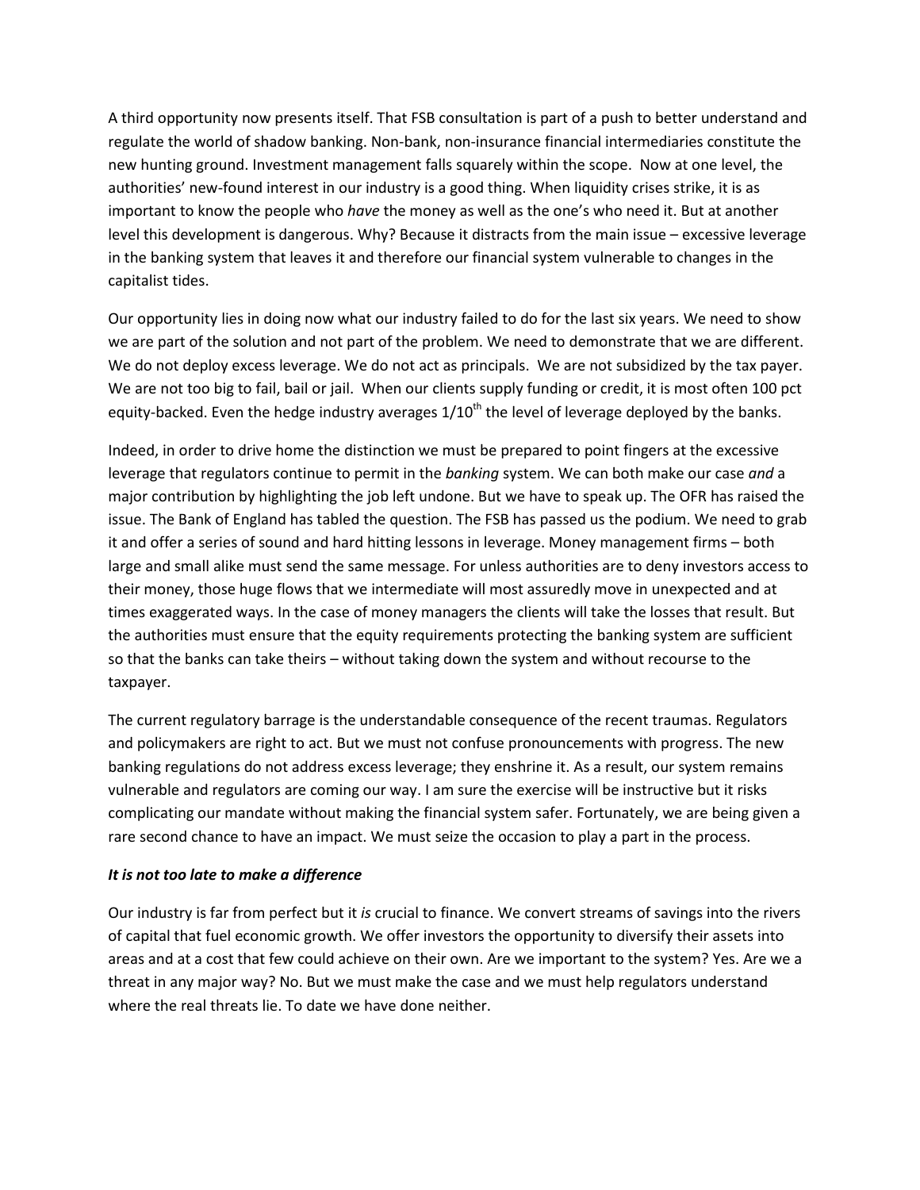A third opportunity now presents itself. That FSB consultation is part of a push to better understand and regulate the world of shadow banking. Non-bank, non-insurance financial intermediaries constitute the new hunting ground. Investment management falls squarely within the scope. Now at one level, the authorities' new-found interest in our industry is a good thing. When liquidity crises strike, it is as important to know the people who *have* the money as well as the one's who need it. But at another level this development is dangerous. Why? Because it distracts from the main issue – excessive leverage in the banking system that leaves it and therefore our financial system vulnerable to changes in the capitalist tides.

Our opportunity lies in doing now what our industry failed to do for the last six years. We need to show we are part of the solution and not part of the problem. We need to demonstrate that we are different. We do not deploy excess leverage. We do not act as principals. We are not subsidized by the tax payer. We are not too big to fail, bail or jail. When our clients supply funding or credit, it is most often 100 pct equity-backed. Even the hedge industry averages 1/10th the level of leverage deployed by the banks.

Indeed, in order to drive home the distinction we must be prepared to point fingers at the excessive leverage that regulators continue to permit in the *banking* system. We can both make our case *and* a major contribution by highlighting the job left undone. But we have to speak up. The OFR has raised the issue. The Bank of England has tabled the question. The FSB has passed us the podium. We need to grab it and offer a series of sound and hard hitting lessons in leverage. Money management firms – both large and small alike must send the same message. For unless authorities are to deny investors access to their money, those huge flows that we intermediate will most assuredly move in unexpected and at times exaggerated ways. In the case of money managers the clients will take the losses that result. But the authorities must ensure that the equity requirements protecting the banking system are sufficient so that the banks can take theirs – without taking down the system and without recourse to the taxpayer.

The current regulatory barrage is the understandable consequence of the recent traumas. Regulators and policymakers are right to act. But we must not confuse pronouncements with progress. The new banking regulations do not address excess leverage; they enshrine it. As a result, our system remains vulnerable and regulators are coming our way. I am sure the exercise will be instructive but it risks complicating our mandate without making the financial system safer. Fortunately, we are being given a rare second chance to have an impact. We must seize the occasion to play a part in the process.

***It is not too late to make a difference***

Our industry is far from perfect but it *is* crucial to finance. We convert streams of savings into the rivers of capital that fuel economic growth. We offer investors the opportunity to diversify their assets into areas and at a cost that few could achieve on their own. Are we important to the system? Yes. Are we a threat in any major way? No. But we must make the case and we must help regulators understand where the real threats lie. To date we have done neither.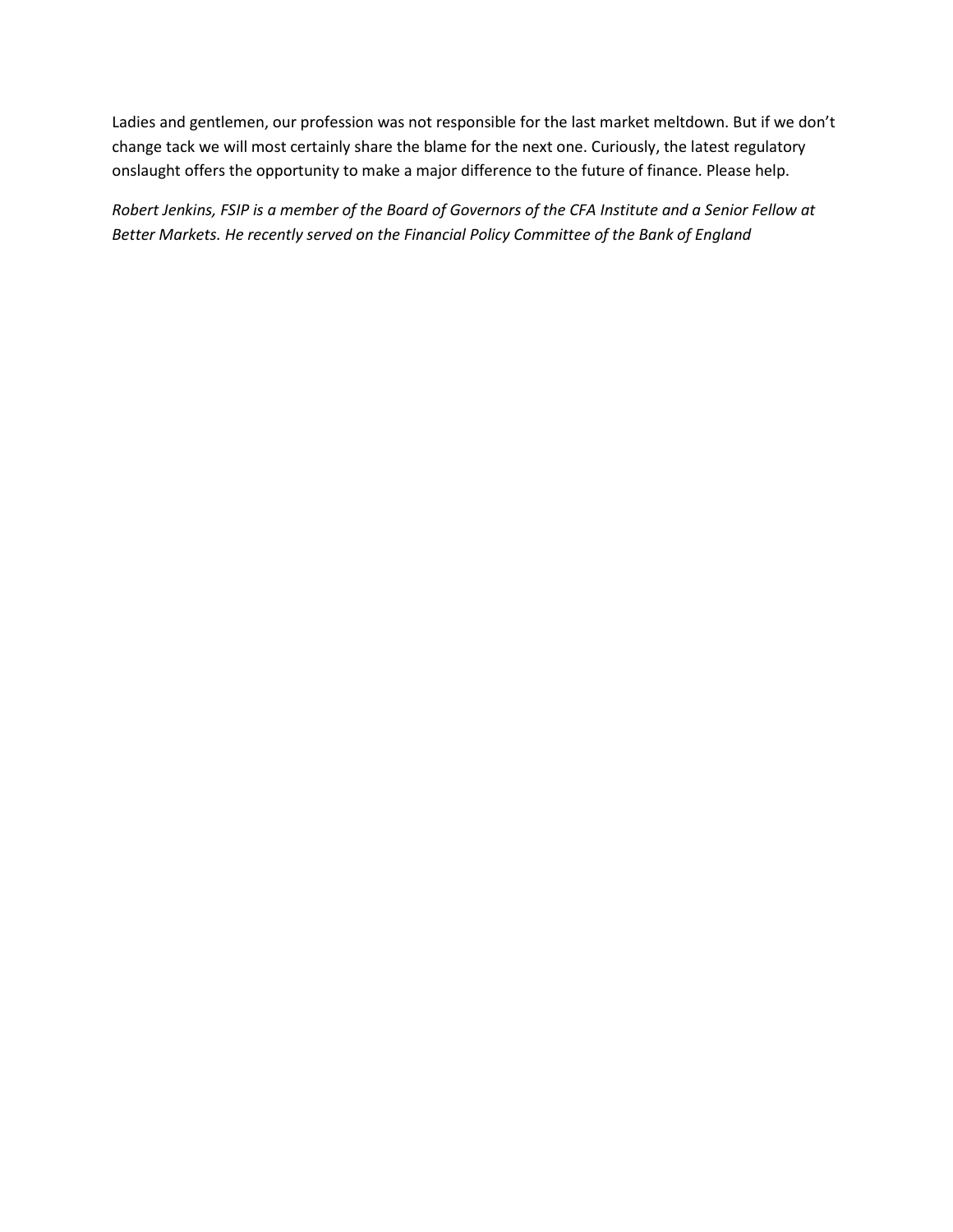Ladies and gentlemen, our profession was not responsible for the last market meltdown. But if we don't change tack we will most certainly share the blame for the next one. Curiously, the latest regulatory onslaught offers the opportunity to make a major difference to the future of finance. Please help.

*Robert Jenkins, FSIP is a member of the Board of Governors of the CFA Institute and a Senior Fellow at Better Markets. He recently served on the Financial Policy Committee of the Bank of England*